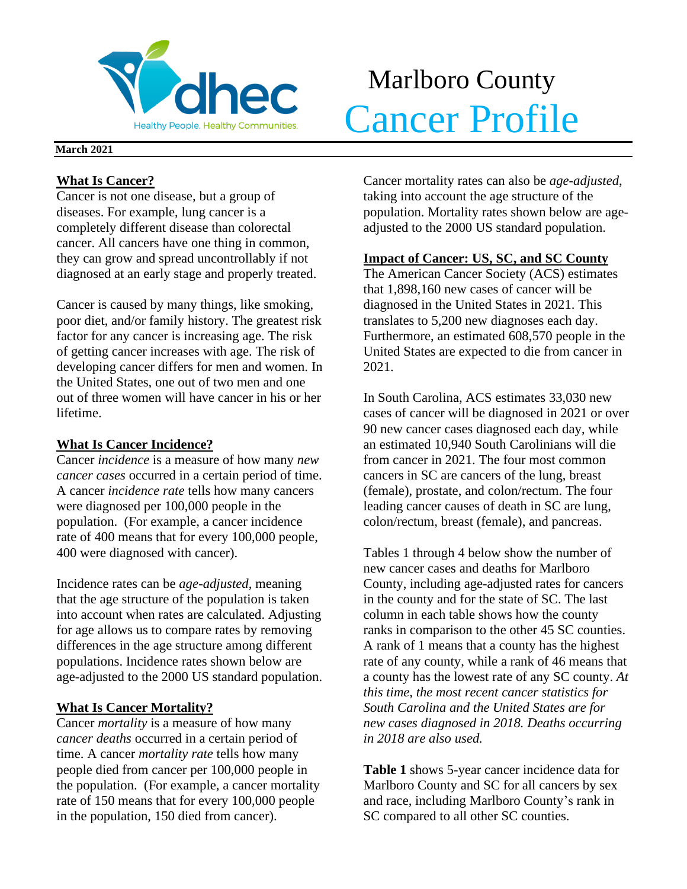# Marlboro County
# Cancer Profile

**March 2021**

## What Is Cancer?

Cancer is not one disease, but a group of diseases. For example, lung cancer is a completely different disease than colorectal cancer. All cancers have one thing in common, they can grow and spread uncontrollably if not diagnosed at an early stage and properly treated.

Cancer is caused by many things, like smoking, poor diet, and/or family history. The greatest risk factor for any cancer is increasing age. The risk of getting cancer increases with age. The risk of developing cancer differs for men and women. In the United States, one out of two men and one out of three women will have cancer in his or her lifetime.

## What Is Cancer Incidence?

Cancer *incidence* is a measure of how many *new cancer cases* occurred in a certain period of time. A cancer *incidence rate* tells how many cancers were diagnosed per 100,000 people in the population. (For example, a cancer incidence rate of 400 means that for every 100,000 people, 400 were diagnosed with cancer).

Incidence rates can be *age-adjusted*, meaning that the age structure of the population is taken into account when rates are calculated. Adjusting for age allows us to compare rates by removing differences in the age structure among different populations. Incidence rates shown below are age-adjusted to the 2000 US standard population.

## What Is Cancer Mortality?

Cancer *mortality* is a measure of how many *cancer deaths* occurred in a certain period of time. A cancer *mortality rate* tells how many people died from cancer per 100,000 people in the population. (For example, a cancer mortality rate of 150 means that for every 100,000 people in the population, 150 died from cancer).

Cancer mortality rates can also be *age-adjusted*, taking into account the age structure of the population. Mortality rates shown below are age-adjusted to the 2000 US standard population.

## Impact of Cancer: US, SC, and SC County

The American Cancer Society (ACS) estimates that 1,898,160 new cases of cancer will be diagnosed in the United States in 2021. This translates to 5,200 new diagnoses each day. Furthermore, an estimated 608,570 people in the United States are expected to die from cancer in 2021.

In South Carolina, ACS estimates 33,030 new cases of cancer will be diagnosed in 2021 or over 90 new cancer cases diagnosed each day, while an estimated 10,940 South Carolinians will die from cancer in 2021. The four most common cancers in SC are cancers of the lung, breast (female), prostate, and colon/rectum. The four leading cancer causes of death in SC are lung, colon/rectum, breast (female), and pancreas.

Tables 1 through 4 below show the number of new cancer cases and deaths for Marlboro County, including age-adjusted rates for cancers in the county and for the state of SC. The last column in each table shows how the county ranks in comparison to the other 45 SC counties. A rank of 1 means that a county has the highest rate of any county, while a rank of 46 means that a county has the lowest rate of any SC county. *At this time, the most recent cancer statistics for South Carolina and the United States are for new cases diagnosed in 2018. Deaths occurring in 2018 are also used.*

**Table 1** shows 5-year cancer incidence data for Marlboro County and SC for all cancers by sex and race, including Marlboro County's rank in SC compared to all other SC counties.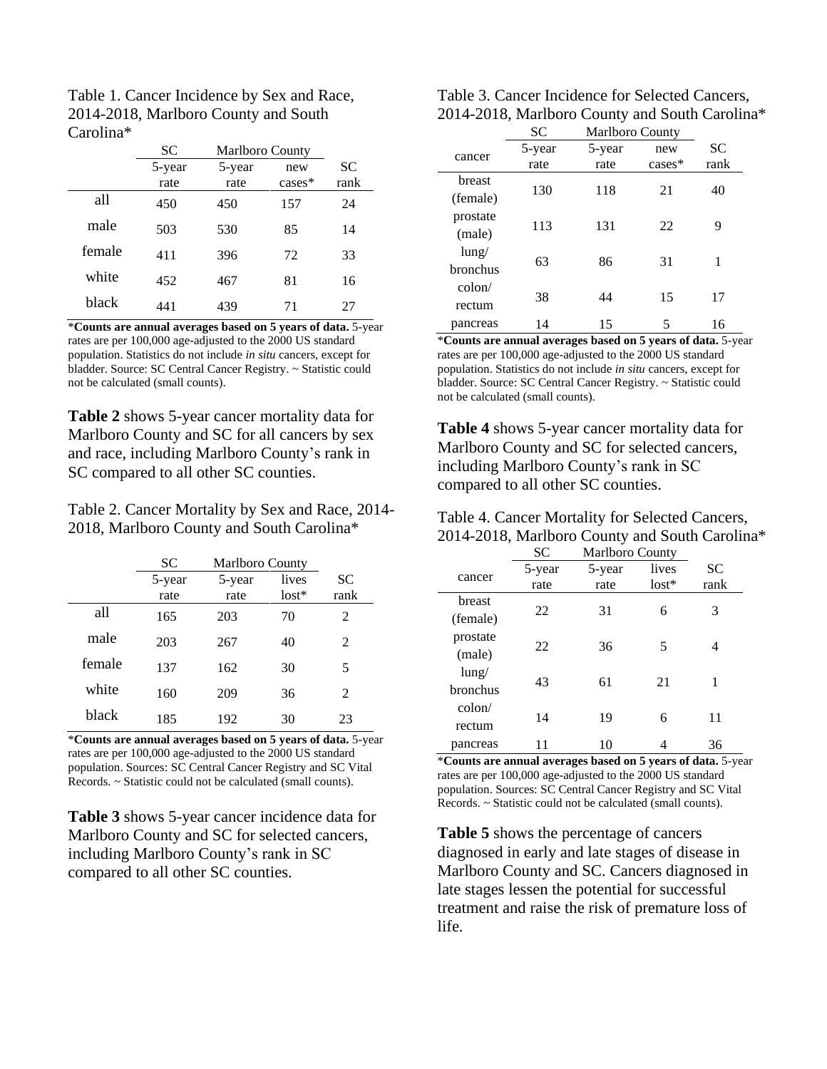Table 1. Cancer Incidence by Sex and Race, 2014-2018, Marlboro County and South Carolina*

| | SC | Marlboro County | | |
|---|---|---|---|---|
| | 5-year rate | 5-year rate | new cases* | SC rank |
| all | 450 | 450 | 157 | 24 |
| male | 503 | 530 | 85 | 14 |
| female | 411 | 396 | 72 | 33 |
| white | 452 | 467 | 81 | 16 |
| black | 441 | 439 | 71 | 27 |

***Counts are annual averages based on 5 years of data.** 5-year rates are per 100,000 age-adjusted to the 2000 US standard population. Statistics do not include *in situ* cancers, except for bladder. Source: SC Central Cancer Registry. ~ Statistic could not be calculated (small counts).

**Table 2** shows 5-year cancer mortality data for Marlboro County and SC for all cancers by sex and race, including Marlboro County's rank in SC compared to all other SC counties.

Table 2. Cancer Mortality by Sex and Race, 2014-2018, Marlboro County and South Carolina*

| | SC | Marlboro County | | |
|---|---|---|---|---|
| | 5-year rate | 5-year rate | lives lost* | SC rank |
| all | 165 | 203 | 70 | 2 |
| male | 203 | 267 | 40 | 2 |
| female | 137 | 162 | 30 | 5 |
| white | 160 | 209 | 36 | 2 |
| black | 185 | 192 | 30 | 23 |

***Counts are annual averages based on 5 years of data.** 5-year rates are per 100,000 age-adjusted to the 2000 US standard population. Sources: SC Central Cancer Registry and SC Vital Records. ~ Statistic could not be calculated (small counts).

**Table 3** shows 5-year cancer incidence data for Marlboro County and SC for selected cancers, including Marlboro County's rank in SC compared to all other SC counties.

Table 3. Cancer Incidence for Selected Cancers, 2014-2018, Marlboro County and South Carolina*

| | SC | Marlboro County | | |
|---|---|---|---|---|
| cancer | 5-year rate | 5-year rate | new cases* | SC rank |
| breast (female) | 130 | 118 | 21 | 40 |
| prostate (male) | 113 | 131 | 22 | 9 |
| lung/ bronchus | 63 | 86 | 31 | 1 |
| colon/ rectum | 38 | 44 | 15 | 17 |
| pancreas | 14 | 15 | 5 | 16 |

***Counts are annual averages based on 5 years of data.** 5-year rates are per 100,000 age-adjusted to the 2000 US standard population. Statistics do not include *in situ* cancers, except for bladder. Source: SC Central Cancer Registry. ~ Statistic could not be calculated (small counts).

**Table 4** shows 5-year cancer mortality data for Marlboro County and SC for selected cancers, including Marlboro County's rank in SC compared to all other SC counties.

Table 4. Cancer Mortality for Selected Cancers, 2014-2018, Marlboro County and South Carolina*

| | SC | Marlboro County | | |
|---|---|---|---|---|
| cancer | 5-year rate | 5-year rate | lives lost* | SC rank |
| breast (female) | 22 | 31 | 6 | 3 |
| prostate (male) | 22 | 36 | 5 | 4 |
| lung/ bronchus | 43 | 61 | 21 | 1 |
| colon/ rectum | 14 | 19 | 6 | 11 |
| pancreas | 11 | 10 | 4 | 36 |

***Counts are annual averages based on 5 years of data.** 5-year rates are per 100,000 age-adjusted to the 2000 US standard population. Sources: SC Central Cancer Registry and SC Vital Records. ~ Statistic could not be calculated (small counts).

**Table 5** shows the percentage of cancers diagnosed in early and late stages of disease in Marlboro County and SC. Cancers diagnosed in late stages lessen the potential for successful treatment and raise the risk of premature loss of life.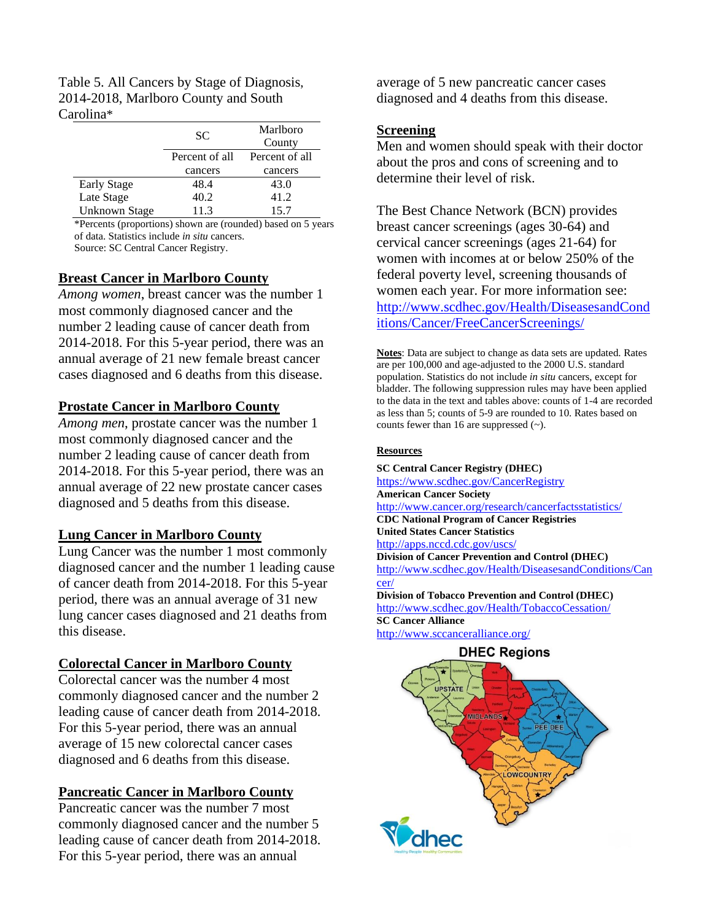Table 5. All Cancers by Stage of Diagnosis, 2014-2018, Marlboro County and South Carolina*

| | SC | Marlboro County |
|---|---|---|
| | Percent of all cancers | Percent of all cancers |
| Early Stage | 48.4 | 43.0 |
| Late Stage | 40.2 | 41.2 |
| Unknown Stage | 11.3 | 15.7 |

*Percents (proportions) shown are (rounded) based on 5 years of data. Statistics include *in situ* cancers.
Source: SC Central Cancer Registry.

## Breast Cancer in Marlboro County

*Among women*, breast cancer was the number 1 most commonly diagnosed cancer and the number 2 leading cause of cancer death from 2014-2018. For this 5-year period, there was an annual average of 21 new female breast cancer cases diagnosed and 6 deaths from this disease.

## Prostate Cancer in Marlboro County

*Among men*, prostate cancer was the number 1 most commonly diagnosed cancer and the number 2 leading cause of cancer death from 2014-2018. For this 5-year period, there was an annual average of 22 new prostate cancer cases diagnosed and 5 deaths from this disease.

## Lung Cancer in Marlboro County

Lung Cancer was the number 1 most commonly diagnosed cancer and the number 1 leading cause of cancer death from 2014-2018. For this 5-year period, there was an annual average of 31 new lung cancer cases diagnosed and 21 deaths from this disease.

## Colorectal Cancer in Marlboro County

Colorectal cancer was the number 4 most commonly diagnosed cancer and the number 2 leading cause of cancer death from 2014-2018. For this 5-year period, there was an annual average of 15 new colorectal cancer cases diagnosed and 6 deaths from this disease.

## Pancreatic Cancer in Marlboro County

Pancreatic cancer was the number 7 most commonly diagnosed cancer and the number 5 leading cause of cancer death from 2014-2018. For this 5-year period, there was an annual average of 5 new pancreatic cancer cases diagnosed and 4 deaths from this disease.

## Screening

Men and women should speak with their doctor about the pros and cons of screening and to determine their level of risk.

The Best Chance Network (BCN) provides breast cancer screenings (ages 30-64) and cervical cancer screenings (ages 21-64) for women with incomes at or below 250% of the federal poverty level, screening thousands of women each year. For more information see: http://www.scdhec.gov/Health/DiseasesandConditions/Cancer/FreeCancerScreenings/

**Notes**: Data are subject to change as data sets are updated. Rates are per 100,000 and age-adjusted to the 2000 U.S. standard population. Statistics do not include *in situ* cancers, except for bladder. The following suppression rules may have been applied to the data in the text and tables above: counts of 1-4 are recorded as less than 5; counts of 5-9 are rounded to 10. Rates based on counts fewer than 16 are suppressed (~).

**Resources**

**SC Central Cancer Registry (DHEC)**
https://www.scdhec.gov/CancerRegistry
**American Cancer Society**
http://www.cancer.org/research/cancerfactsstatistics/
**CDC National Program of Cancer Registries**
**United States Cancer Statistics**
http://apps.nccd.cdc.gov/uscs/
**Division of Cancer Prevention and Control (DHEC)**
http://www.scdhec.gov/Health/DiseasesandConditions/Cancer/
**Division of Tobacco Prevention and Control (DHEC)**
http://www.scdhec.gov/Health/TobaccoCessation/
**SC Cancer Alliance**
http://www.sccanceralliance.org/

DHEC Regions

UPSTATE
MIDLANDS
PEE DEE
LOWCOUNTRY

dhec
Healthy People Healthy Communities